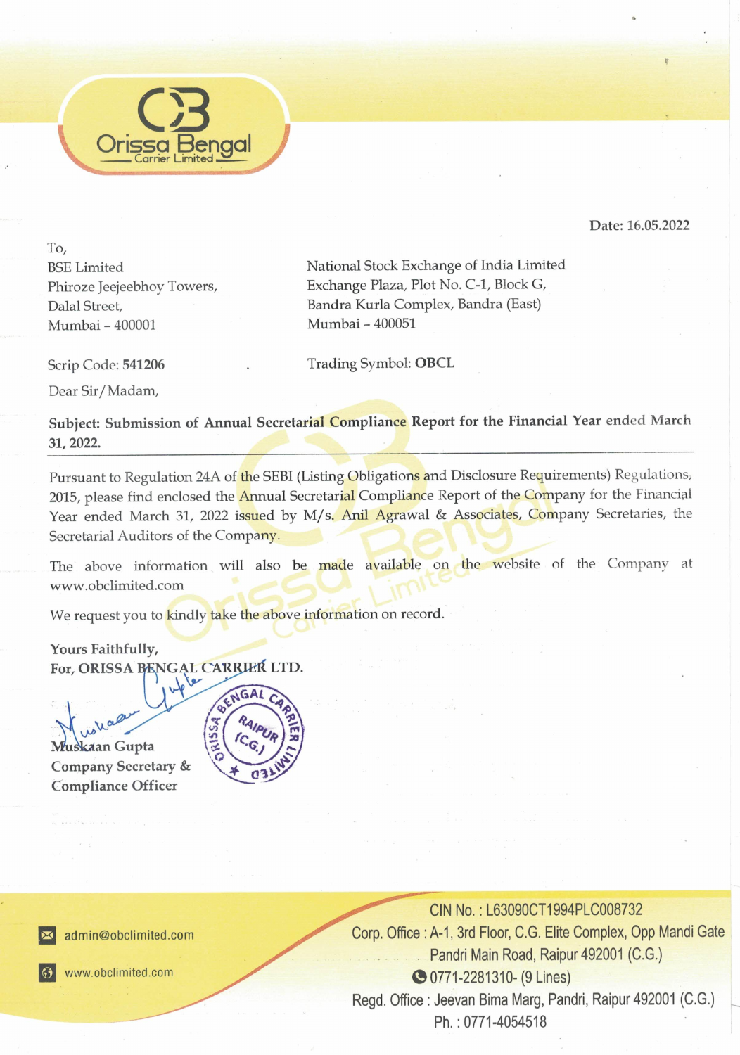Orissa Bengal Carrier Limited

Date: 16.05.2022

To,

BSE Limited
Phiroze Jeejeebhoy Towers,
Dalal Street,
Mumbai – 400001

Scrip Code: **541206**

National Stock Exchange of India Limited
Exchange Plaza, Plot No. C-1, Block G,
Bandra Kurla Complex, Bandra (East)
Mumbai – 400051

Trading Symbol: **OBCL**

Dear Sir/Madam,

**Subject: Submission of Annual Secretarial Compliance Report for the Financial Year ended March 31, 2022.**

Pursuant to Regulation 24A of the SEBI (Listing Obligations and Disclosure Requirements) Regulations, 2015, please find enclosed the Annual Secretarial Compliance Report of the Company for the Financial Year ended March 31, 2022 issued by M/s. Anil Agrawal & Associates, Company Secretaries, the Secretarial Auditors of the Company.

The above information will also be made available on the website of the Company at www.obclimited.com

We request you to kindly take the above information on record.

**Yours Faithfully,**
**For, ORISSA BENGAL CARRIER LTD.**

**Muskaan Gupta**
**Company Secretary &**
**Compliance Officer**

admin@obclimited.com
www.obclimited.com

CIN No. : L63090CT1994PLC008732
Corp. Office : A-1, 3rd Floor, C.G. Elite Complex, Opp Mandi Gate Pandri Main Road, Raipur 492001 (C.G.)
0771-2281310- (9 Lines)
Regd. Office : Jeevan Bima Marg, Pandri, Raipur 492001 (C.G.)
Ph. : 0771-4054518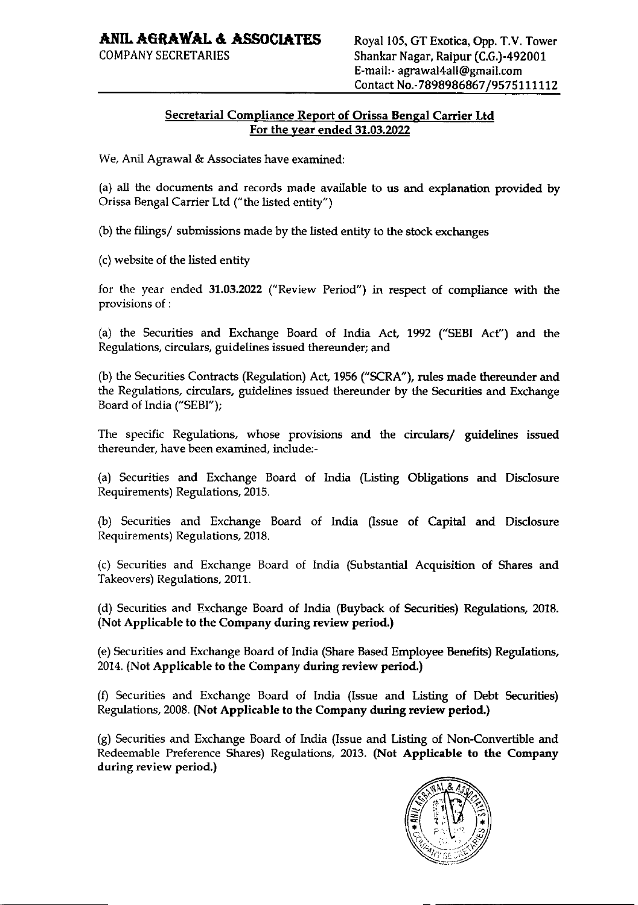**ANIL AGRAWAL & ASSOCIATES**
COMPANY SECRETARIES

Royal 105, GT Exotica, Opp. T.V. Tower
Shankar Nagar, Raipur (C.G.)-492001
E-mail:- agrawal4all@gmail.com
Contact No.-7898986867/9575111112

## Secretarial Compliance Report of Orissa Bengal Carrier Ltd
## For the year ended 31.03.2022

We, Anil Agrawal & Associates have examined:

(a) all the documents and records made available to us and explanation provided by Orissa Bengal Carrier Ltd ("the listed entity")

(b) the filings/ submissions made by the listed entity to the stock exchanges

(c) website of the listed entity

for the year ended **31.03.2022** ("Review Period") in respect of compliance with the provisions of :

(a) the Securities and Exchange Board of India Act, 1992 ("SEBI Act") and the Regulations, circulars, guidelines issued thereunder; and

(b) the Securities Contracts (Regulation) Act, 1956 ("SCRA"), rules made thereunder and the Regulations, circulars, guidelines issued thereunder by the Securities and Exchange Board of India ("SEBI");

The specific Regulations, whose provisions and the circulars/ guidelines issued thereunder, have been examined, include:-

(a) Securities and Exchange Board of India (Listing Obligations and Disclosure Requirements) Regulations, 2015.

(b) Securities and Exchange Board of India (Issue of Capital and Disclosure Requirements) Regulations, 2018.

(c) Securities and Exchange Board of India (Substantial Acquisition of Shares and Takeovers) Regulations, 2011.

(d) Securities and Exchange Board of India (Buyback of Securities) Regulations, 2018. **(Not Applicable to the Company during review period.)**

(e) Securities and Exchange Board of India (Share Based Employee Benefits) Regulations, 2014. **(Not Applicable to the Company during review period.)**

(f) Securities and Exchange Board of India (Issue and Listing of Debt Securities) Regulations, 2008. **(Not Applicable to the Company during review period.)**

(g) Securities and Exchange Board of India (Issue and Listing of Non-Convertible and Redeemable Preference Shares) Regulations, 2013. **(Not Applicable to the Company during review period.)**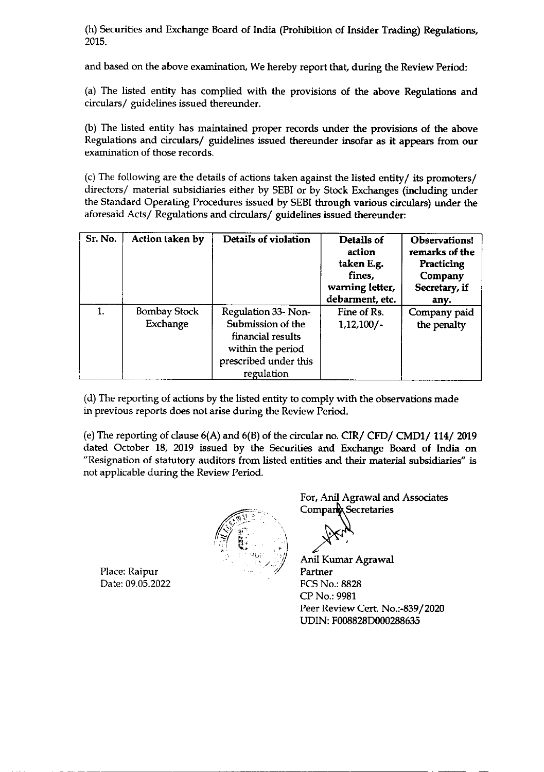(h) Securities and Exchange Board of India (Prohibition of Insider Trading) Regulations, 2015.

and based on the above examination, We hereby report that, during the Review Period:

(a) The listed entity has complied with the provisions of the above Regulations and circulars/ guidelines issued thereunder.

(b) The listed entity has maintained proper records under the provisions of the above Regulations and circulars/ guidelines issued thereunder insofar as it appears from our examination of those records.

(c) The following are the details of actions taken against the listed entity/ its promoters/ directors/ material subsidiaries either by SEBI or by Stock Exchanges (including under the Standard Operating Procedures issued by SEBI through various circulars) under the aforesaid Acts/ Regulations and circulars/ guidelines issued thereunder:

| Sr. No. | Action taken by | Details of violation | Details of action taken E.g. fines, warning letter, debarment, etc. | Observations! remarks of the Practicing Company Secretary, if any. |
|---|---|---|---|---|
| 1. | Bombay Stock Exchange | Regulation 33- Non-Submission of the financial results within the period prescribed under this regulation | Fine of Rs. 1,12,100/- | Company paid the penalty |

(d) The reporting of actions by the listed entity to comply with the observations made in previous reports does not arise during the Review Period.

(e) The reporting of clause 6(A) and 6(B) of the circular no. CIR/ CFD/ CMD1/ 114/ 2019 dated October 18, 2019 issued by the Securities and Exchange Board of India on "Resignation of statutory auditors from listed entities and their material subsidiaries" is not applicable during the Review Period.

For, Anil Agrawal and Associates
Company Secretaries

Anil Kumar Agrawal
Partner
FCS No.: 8828
CP No.: 9981
Peer Review Cert. No.:-839/2020
UDIN: F008828D000288635

Place: Raipur
Date: 09.05.2022